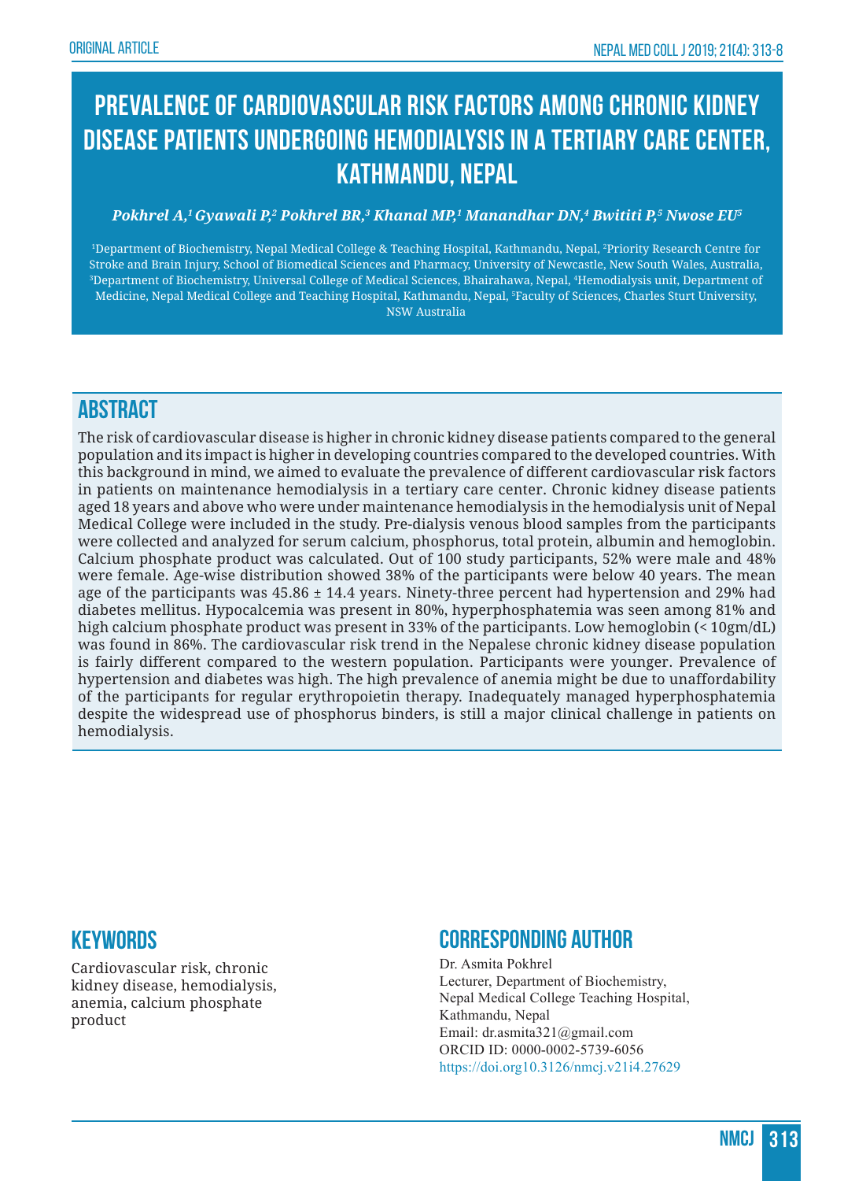ORIGINAL ARTICLE

# PREVALENCE OF CARDIOVASCULAR RISK FACTORS AMONG CHRONIC KIDNEY DISEASE PATIENTS UNDERGOING HEMODIALYSIS IN A TERTIARY CARE CENTER, KATHMANDU, NEPAL

***Pokhrel A,[1] Gyawali P,[2] Pokhrel BR,[3] Khanal MP,[1] Manandhar DN,[4] Bwititi P,[5] Nwose EU[5]***

[1]Department of Biochemistry, Nepal Medical College & Teaching Hospital, Kathmandu, Nepal, [2]Priority Research Centre for Stroke and Brain Injury, School of Biomedical Sciences and Pharmacy, University of Newcastle, New South Wales, Australia, [3]Department of Biochemistry, Universal College of Medical Sciences, Bhairahawa, Nepal, [4]Hemodialysis unit, Department of Medicine, Nepal Medical College and Teaching Hospital, Kathmandu, Nepal, [5]Faculty of Sciences, Charles Sturt University, NSW Australia

## ABSTRACT

The risk of cardiovascular disease is higher in chronic kidney disease patients compared to the general population and its impact is higher in developing countries compared to the developed countries. With this background in mind, we aimed to evaluate the prevalence of different cardiovascular risk factors in patients on maintenance hemodialysis in a tertiary care center. Chronic kidney disease patients aged 18 years and above who were under maintenance hemodialysis in the hemodialysis unit of Nepal Medical College were included in the study. Pre-dialysis venous blood samples from the participants were collected and analyzed for serum calcium, phosphorus, total protein, albumin and hemoglobin. Calcium phosphate product was calculated. Out of 100 study participants, 52% were male and 48% were female. Age-wise distribution showed 38% of the participants were below 40 years. The mean age of the participants was 45.86 ± 14.4 years. Ninety-three percent had hypertension and 29% had diabetes mellitus. Hypocalcemia was present in 80%, hyperphosphatemia was seen among 81% and high calcium phosphate product was present in 33% of the participants. Low hemoglobin (< 10gm/dL) was found in 86%. The cardiovascular risk trend in the Nepalese chronic kidney disease population is fairly different compared to the western population. Participants were younger. Prevalence of hypertension and diabetes was high. The high prevalence of anemia might be due to unaffordability of the participants for regular erythropoietin therapy. Inadequately managed hyperphosphatemia despite the widespread use of phosphorus binders, is still a major clinical challenge in patients on hemodialysis.

## KEYWORDS

Cardiovascular risk, chronic kidney disease, hemodialysis, anemia, calcium phosphate product

## CORRESPONDING AUTHOR

Dr. Asmita Pokhrel
Lecturer, Department of Biochemistry,
Nepal Medical College Teaching Hospital,
Kathmandu, Nepal
Email: dr.asmita321@gmail.com
ORCID ID: 0000-0002-5739-6056
https://doi.org10.3126/nmcj.v21i4.27629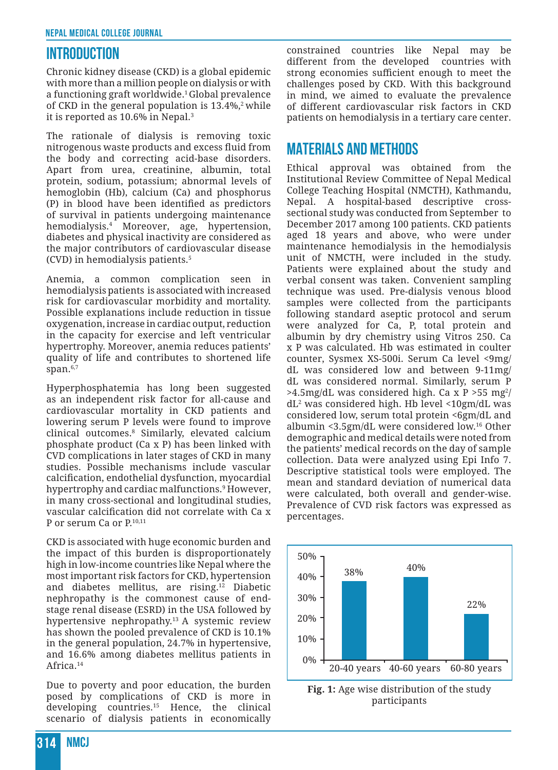## INTRODUCTION

Chronic kidney disease (CKD) is a global epidemic with more than a million people on dialysis or with a functioning graft worldwide.[1] Global prevalence of CKD in the general population is 13.4%,[2] while it is reported as 10.6% in Nepal.[3]

The rationale of dialysis is removing toxic nitrogenous waste products and excess fluid from the body and correcting acid-base disorders. Apart from urea, creatinine, albumin, total protein, sodium, potassium; abnormal levels of hemoglobin (Hb), calcium (Ca) and phosphorus (P) in blood have been identified as predictors of survival in patients undergoing maintenance hemodialysis.[4] Moreover, age, hypertension, diabetes and physical inactivity are considered as the major contributors of cardiovascular disease (CVD) in hemodialysis patients.[5]

Anemia, a common complication seen in hemodialysis patients is associated with increased risk for cardiovascular morbidity and mortality. Possible explanations include reduction in tissue oxygenation, increase in cardiac output, reduction in the capacity for exercise and left ventricular hypertrophy. Moreover, anemia reduces patients' quality of life and contributes to shortened life span.[6,7]

Hyperphosphatemia has long been suggested as an independent risk factor for all-cause and cardiovascular mortality in CKD patients and lowering serum P levels were found to improve clinical outcomes.[8] Similarly, elevated calcium phosphate product (Ca x P) has been linked with CVD complications in later stages of CKD in many studies. Possible mechanisms include vascular calcification, endothelial dysfunction, myocardial hypertrophy and cardiac malfunctions.[9] However, in many cross-sectional and longitudinal studies, vascular calcification did not correlate with Ca x P or serum Ca or P.[10,11]

CKD is associated with huge economic burden and the impact of this burden is disproportionately high in low-income countries like Nepal where the most important risk factors for CKD, hypertension and diabetes mellitus, are rising.[12] Diabetic nephropathy is the commonest cause of end-stage renal disease (ESRD) in the USA followed by hypertensive nephropathy.[13] A systemic review has shown the pooled prevalence of CKD is 10.1% in the general population, 24.7% in hypertensive, and 16.6% among diabetes mellitus patients in Africa.[14]

Due to poverty and poor education, the burden posed by complications of CKD is more in developing countries.[15] Hence, the clinical scenario of dialysis patients in economically constrained countries like Nepal may be different from the developed countries with strong economies sufficient enough to meet the challenges posed by CKD. With this background in mind, we aimed to evaluate the prevalence of different cardiovascular risk factors in CKD patients on hemodialysis in a tertiary care center.

## MATERIALS AND METHODS

Ethical approval was obtained from the Institutional Review Committee of Nepal Medical College Teaching Hospital (NMCTH), Kathmandu, Nepal. A hospital-based descriptive cross-sectional study was conducted from September to December 2017 among 100 patients. CKD patients aged 18 years and above, who were under maintenance hemodialysis in the hemodialysis unit of NMCTH, were included in the study. Patients were explained about the study and verbal consent was taken. Convenient sampling technique was used. Pre-dialysis venous blood samples were collected from the participants following standard aseptic protocol and serum were analyzed for Ca, P, total protein and albumin by dry chemistry using Vitros 250. Ca x P was calculated. Hb was estimated in coulter counter, Sysmex XS-500i. Serum Ca level <9mg/dL was considered low and between 9-11mg/dL was considered normal. Similarly, serum P >4.5mg/dL was considered high. Ca x P >55 $mg^2/dL^2$ was considered high. Hb level <10gm/dL was considered low, serum total protein <6gm/dL and albumin <3.5gm/dL were considered low.[16] Other demographic and medical details were noted from the patients' medical records on the day of sample collection. Data were analyzed using Epi Info 7. Descriptive statistical tools were employed. The mean and standard deviation of numerical data were calculated, both overall and gender-wise. Prevalence of CVD risk factors was expressed as percentages.

| Age group | Percentage |
|---|---|
| 20-40 years | 38% |
| 40-60 years | 40% |
| 60-80 years | 22% |

**Fig. 1:** Age wise distribution of the study participants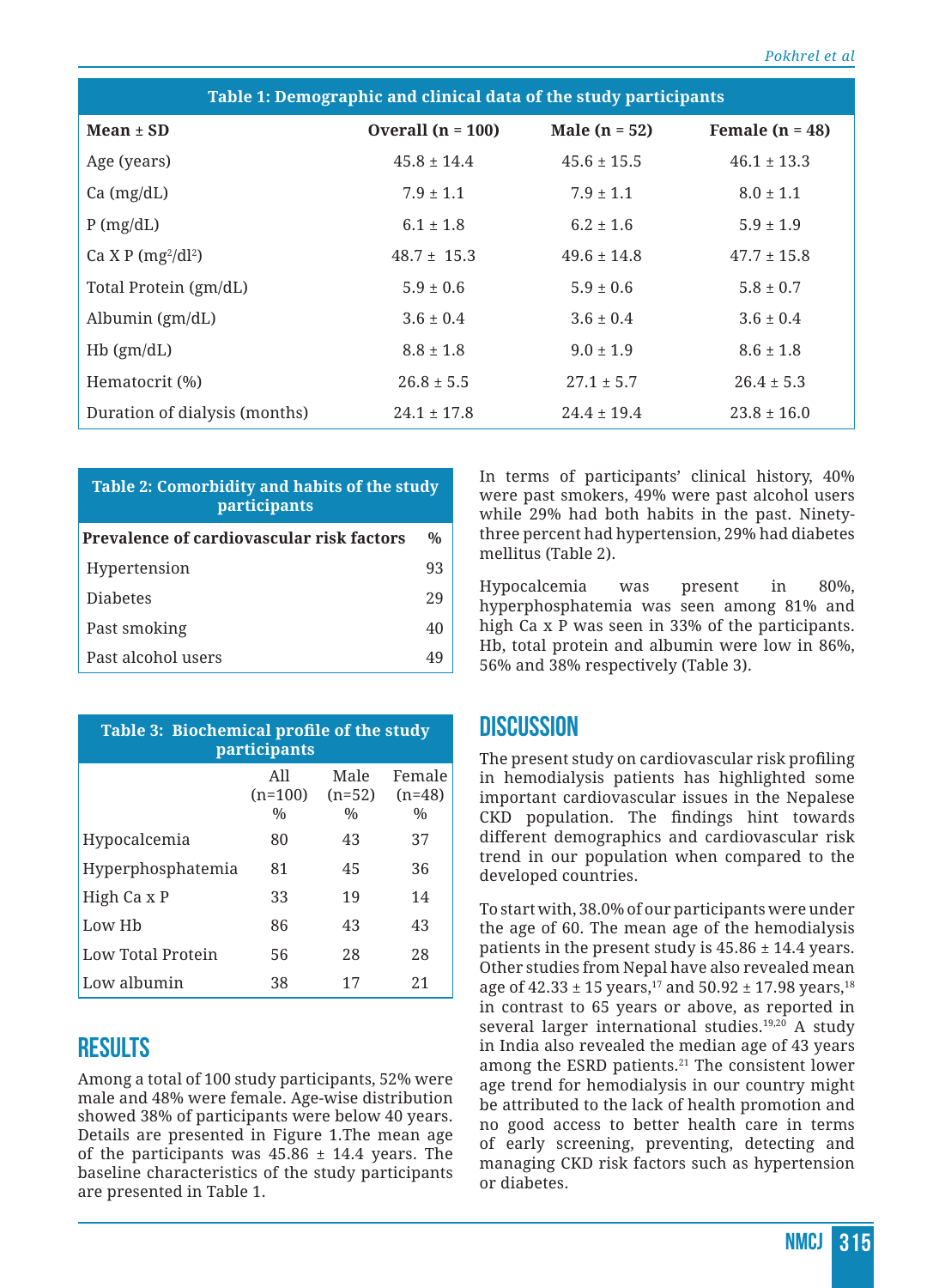| Table 1: Demographic and clinical data of the study participants | | | |
|---|---|---|---|
| **Mean ± SD** | **Overall (n = 100)** | **Male (n = 52)** | **Female (n = 48)** |
| Age (years) | 45.8 ± 14.4 | 45.6 ± 15.5 | 46.1 ± 13.3 |
| Ca (mg/dL) | 7.9 ± 1.1 | 7.9 ± 1.1 | 8.0 ± 1.1 |
| P (mg/dL) | 6.1 ± 1.8 | 6.2 ± 1.6 | 5.9 ± 1.9 |
| Ca X P ($mg^2/dl^2$) | 48.7 ± 15.3 | 49.6 ± 14.8 | 47.7 ± 15.8 |
| Total Protein (gm/dL) | 5.9 ± 0.6 | 5.9 ± 0.6 | 5.8 ± 0.7 |
| Albumin (gm/dL) | 3.6 ± 0.4 | 3.6 ± 0.4 | 3.6 ± 0.4 |
| Hb (gm/dL) | 8.8 ± 1.8 | 9.0 ± 1.9 | 8.6 ± 1.8 |
| Hematocrit (%) | 26.8 ± 5.5 | 27.1 ± 5.7 | 26.4 ± 5.3 |
| Duration of dialysis (months) | 24.1 ± 17.8 | 24.4 ± 19.4 | 23.8 ± 16.0 |

| Table 2: Comorbidity and habits of the study participants | |
|---|---|
| **Prevalence of cardiovascular risk factors** | **%** |
| Hypertension | 93 |
| Diabetes | 29 |
| Past smoking | 40 |
| Past alcohol users | 49 |

| Table 3: Biochemical profile of the study participants | | | |
|---|---|---|---|
| | All (n=100) % | Male (n=52) % | Female (n=48) % |
| Hypocalcemia | 80 | 43 | 37 |
| Hyperphosphatemia | 81 | 45 | 36 |
| High Ca x P | 33 | 19 | 14 |
| Low Hb | 86 | 43 | 43 |
| Low Total Protein | 56 | 28 | 28 |
| Low albumin | 38 | 17 | 21 |

## RESULTS

Among a total of 100 study participants, 52% were male and 48% were female. Age-wise distribution showed 38% of participants were below 40 years. Details are presented in Figure 1.The mean age of the participants was 45.86 ± 14.4 years. The baseline characteristics of the study participants are presented in Table 1.

In terms of participants' clinical history, 40% were past smokers, 49% were past alcohol users while 29% had both habits in the past. Ninety-three percent had hypertension, 29% had diabetes mellitus (Table 2).

Hypocalcemia was present in 80%, hyperphosphatemia was seen among 81% and high Ca x P was seen in 33% of the participants. Hb, total protein and albumin were low in 86%, 56% and 38% respectively (Table 3).

## DISCUSSION

The present study on cardiovascular risk profiling in hemodialysis patients has highlighted some important cardiovascular issues in the Nepalese CKD population. The findings hint towards different demographics and cardiovascular risk trend in our population when compared to the developed countries.

To start with, 38.0% of our participants were under the age of 60. The mean age of the hemodialysis patients in the present study is 45.86 ± 14.4 years. Other studies from Nepal have also revealed mean age of 42.33 ± 15 years,[17] and 50.92 ± 17.98 years,[18] in contrast to 65 years or above, as reported in several larger international studies.[19,20] A study in India also revealed the median age of 43 years among the ESRD patients.[21] The consistent lower age trend for hemodialysis in our country might be attributed to the lack of health promotion and no good access to better health care in terms of early screening, preventing, detecting and managing CKD risk factors such as hypertension or diabetes.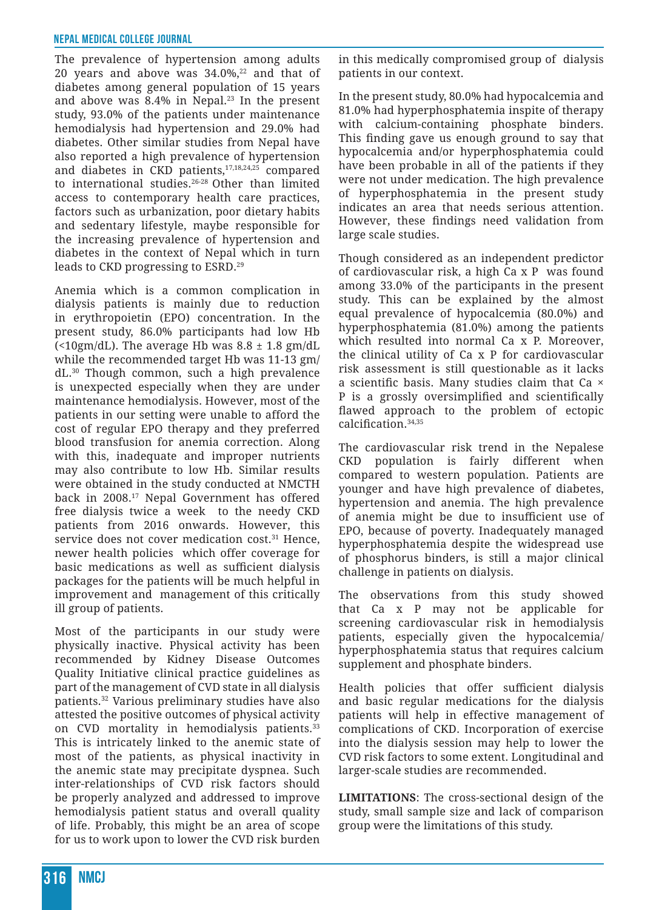The prevalence of hypertension among adults 20 years and above was 34.0%,[22] and that of diabetes among general population of 15 years and above was 8.4% in Nepal.[23] In the present study, 93.0% of the patients under maintenance hemodialysis had hypertension and 29.0% had diabetes. Other similar studies from Nepal have also reported a high prevalence of hypertension and diabetes in CKD patients,[17,18,24,25] compared to international studies.[26-28] Other than limited access to contemporary health care practices, factors such as urbanization, poor dietary habits and sedentary lifestyle, maybe responsible for the increasing prevalence of hypertension and diabetes in the context of Nepal which in turn leads to CKD progressing to ESRD.[29]

Anemia which is a common complication in dialysis patients is mainly due to reduction in erythropoietin (EPO) concentration. In the present study, 86.0% participants had low Hb (<10gm/dL). The average Hb was 8.8 ± 1.8 gm/dL while the recommended target Hb was 11-13 gm/dL.[30] Though common, such a high prevalence is unexpected especially when they are under maintenance hemodialysis. However, most of the patients in our setting were unable to afford the cost of regular EPO therapy and they preferred blood transfusion for anemia correction. Along with this, inadequate and improper nutrients may also contribute to low Hb. Similar results were obtained in the study conducted at NMCTH back in 2008.[17] Nepal Government has offered free dialysis twice a week to the needy CKD patients from 2016 onwards. However, this service does not cover medication cost.[31] Hence, newer health policies which offer coverage for basic medications as well as sufficient dialysis packages for the patients will be much helpful in improvement and management of this critically ill group of patients.

Most of the participants in our study were physically inactive. Physical activity has been recommended by Kidney Disease Outcomes Quality Initiative clinical practice guidelines as part of the management of CVD state in all dialysis patients.[32] Various preliminary studies have also attested the positive outcomes of physical activity on CVD mortality in hemodialysis patients.[33] This is intricately linked to the anemic state of most of the patients, as physical inactivity in the anemic state may precipitate dyspnea. Such inter-relationships of CVD risk factors should be properly analyzed and addressed to improve hemodialysis patient status and overall quality of life. Probably, this might be an area of scope for us to work upon to lower the CVD risk burden in this medically compromised group of dialysis patients in our context.

In the present study, 80.0% had hypocalcemia and 81.0% had hyperphosphatemia inspite of therapy with calcium-containing phosphate binders. This finding gave us enough ground to say that hypocalcemia and/or hyperphosphatemia could have been probable in all of the patients if they were not under medication. The high prevalence of hyperphosphatemia in the present study indicates an area that needs serious attention. However, these findings need validation from large scale studies.

Though considered as an independent predictor of cardiovascular risk, a high Ca x P was found among 33.0% of the participants in the present study. This can be explained by the almost equal prevalence of hypocalcemia (80.0%) and hyperphosphatemia (81.0%) among the patients which resulted into normal Ca x P. Moreover, the clinical utility of Ca x P for cardiovascular risk assessment is still questionable as it lacks a scientific basis. Many studies claim that Ca × P is a grossly oversimplified and scientifically flawed approach to the problem of ectopic calcification.[34,35]

The cardiovascular risk trend in the Nepalese CKD population is fairly different when compared to western population. Patients are younger and have high prevalence of diabetes, hypertension and anemia. The high prevalence of anemia might be due to insufficient use of EPO, because of poverty. Inadequately managed hyperphosphatemia despite the widespread use of phosphorus binders, is still a major clinical challenge in patients on dialysis.

The observations from this study showed that Ca x P may not be applicable for screening cardiovascular risk in hemodialysis patients, especially given the hypocalcemia/hyperphosphatemia status that requires calcium supplement and phosphate binders.

Health policies that offer sufficient dialysis and basic regular medications for the dialysis patients will help in effective management of complications of CKD. Incorporation of exercise into the dialysis session may help to lower the CVD risk factors to some extent. Longitudinal and larger-scale studies are recommended.

**LIMITATIONS**: The cross-sectional design of the study, small sample size and lack of comparison group were the limitations of this study.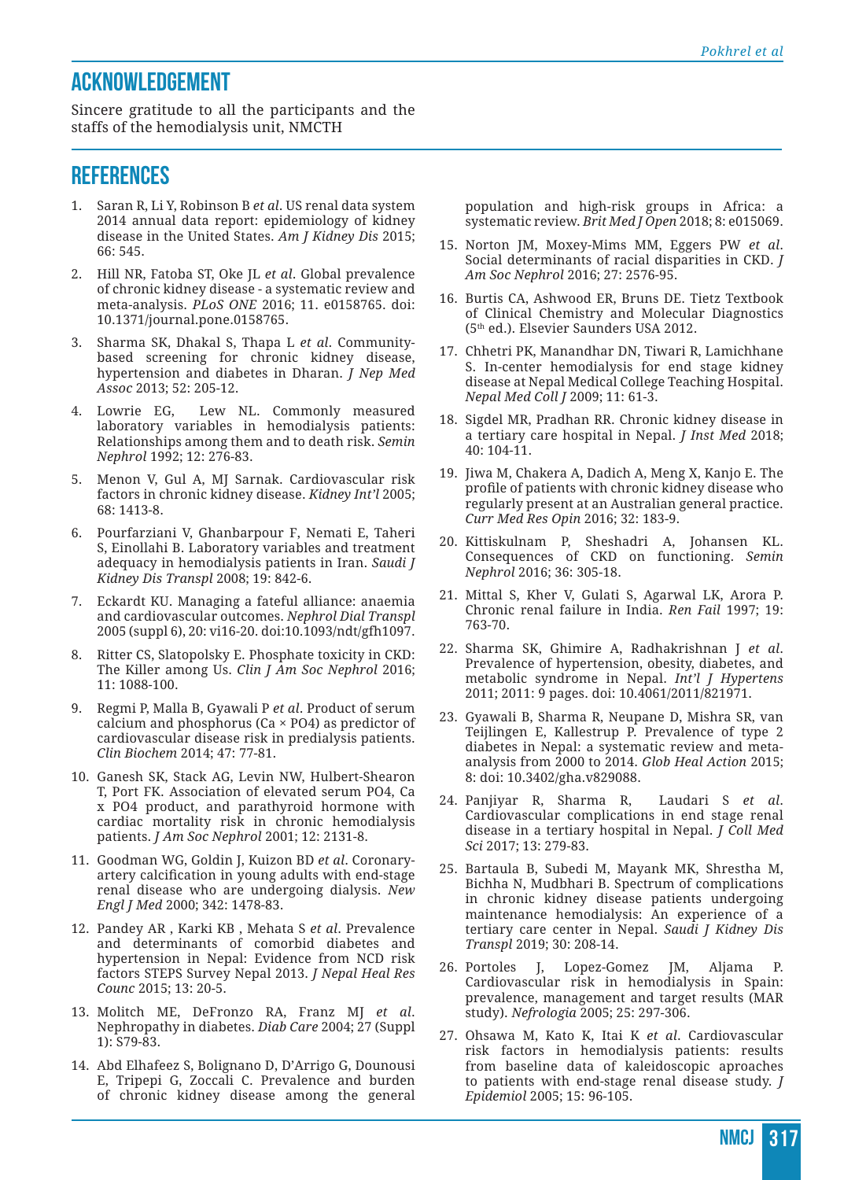## ACKNOWLEDGEMENT

Sincere gratitude to all the participants and the staffs of the hemodialysis unit, NMCTH

## REFERENCES

1. Saran R, Li Y, Robinson B *et al*. US renal data system 2014 annual data report: epidemiology of kidney disease in the United States. *Am J Kidney Dis* 2015; 66: 545.
2. Hill NR, Fatoba ST, Oke JL *et al*. Global prevalence of chronic kidney disease - a systematic review and meta-analysis. *PLoS ONE* 2016; 11. e0158765. doi: 10.1371/journal.pone.0158765.
3. Sharma SK, Dhakal S, Thapa L *et al*. Community-based screening for chronic kidney disease, hypertension and diabetes in Dharan. *J Nep Med Assoc* 2013; 52: 205-12.
4. Lowrie EG, Lew NL. Commonly measured laboratory variables in hemodialysis patients: Relationships among them and to death risk. *Semin Nephrol* 1992; 12: 276-83.
5. Menon V, Gul A, MJ Sarnak. Cardiovascular risk factors in chronic kidney disease. *Kidney Int'l* 2005; 68: 1413-8.
6. Pourfarziani V, Ghanbarpour F, Nemati E, Taheri S, Einollahi B. Laboratory variables and treatment adequacy in hemodialysis patients in Iran. *Saudi J Kidney Dis Transpl* 2008; 19: 842-6.
7. Eckardt KU. Managing a fateful alliance: anaemia and cardiovascular outcomes. *Nephrol Dial Transpl* 2005 (suppl 6), 20: vi16-20. doi:10.1093/ndt/gfh1097.
8. Ritter CS, Slatopolsky E. Phosphate toxicity in CKD: The Killer among Us. *Clin J Am Soc Nephrol* 2016; 11: 1088-100.
9. Regmi P, Malla B, Gyawali P *et al*. Product of serum calcium and phosphorus (Ca × PO4) as predictor of cardiovascular disease risk in predialysis patients. *Clin Biochem* 2014; 47: 77-81.
10. Ganesh SK, Stack AG, Levin NW, Hulbert-Shearon T, Port FK. Association of elevated serum PO4, Ca x PO4 product, and parathyroid hormone with cardiac mortality risk in chronic hemodialysis patients. *J Am Soc Nephrol* 2001; 12: 2131-8.
11. Goodman WG, Goldin J, Kuizon BD *et al*. Coronary-artery calcification in young adults with end-stage renal disease who are undergoing dialysis. *New Engl J Med* 2000; 342: 1478-83.
12. Pandey AR , Karki KB , Mehata S *et al*. Prevalence and determinants of comorbid diabetes and hypertension in Nepal: Evidence from NCD risk factors STEPS Survey Nepal 2013. *J Nepal Heal Res Counc* 2015; 13: 20-5.
13. Molitch ME, DeFronzo RA, Franz MJ *et al*. Nephropathy in diabetes. *Diab Care* 2004; 27 (Suppl 1): S79-83.
14. Abd Elhafeez S, Bolignano D, D'Arrigo G, Dounousi E, Tripepi G, Zoccali C. Prevalence and burden of chronic kidney disease among the general population and high-risk groups in Africa: a systematic review. *Brit Med J Open* 2018; 8: e015069.
15. Norton JM, Moxey-Mims MM, Eggers PW *et al*. Social determinants of racial disparities in CKD. *J Am Soc Nephrol* 2016; 27: 2576-95.
16. Burtis CA, Ashwood ER, Bruns DE. Tietz Textbook of Clinical Chemistry and Molecular Diagnostics (5th ed.). Elsevier Saunders USA 2012.
17. Chhetri PK, Manandhar DN, Tiwari R, Lamichhane S. In-center hemodialysis for end stage kidney disease at Nepal Medical College Teaching Hospital. *Nepal Med Coll J* 2009; 11: 61-3.
18. Sigdel MR, Pradhan RR. Chronic kidney disease in a tertiary care hospital in Nepal. *J Inst Med* 2018; 40: 104-11.
19. Jiwa M, Chakera A, Dadich A, Meng X, Kanjo E. The profile of patients with chronic kidney disease who regularly present at an Australian general practice. *Curr Med Res Opin* 2016; 32: 183-9.
20. Kittiskulnam P, Sheshadri A, Johansen KL. Consequences of CKD on functioning. *Semin Nephrol* 2016; 36: 305-18.
21. Mittal S, Kher V, Gulati S, Agarwal LK, Arora P. Chronic renal failure in India. *Ren Fail* 1997; 19: 763-70.
22. Sharma SK, Ghimire A, Radhakrishnan J *et al*. Prevalence of hypertension, obesity, diabetes, and metabolic syndrome in Nepal. *Int'l J Hypertens* 2011; 2011: 9 pages. doi: 10.4061/2011/821971.
23. Gyawali B, Sharma R, Neupane D, Mishra SR, van Teijlingen E, Kallestrup P. Prevalence of type 2 diabetes in Nepal: a systematic review and meta-analysis from 2000 to 2014. *Glob Heal Action* 2015; 8: doi: 10.3402/gha.v829088.
24. Panjiyar R, Sharma R, Laudari S *et al*. Cardiovascular complications in end stage renal disease in a tertiary hospital in Nepal. *J Coll Med Sci* 2017; 13: 279-83.
25. Bartaula B, Subedi M, Mayank MK, Shrestha M, Bichha N, Mudbhari B. Spectrum of complications in chronic kidney disease patients undergoing maintenance hemodialysis: An experience of a tertiary care center in Nepal. *Saudi J Kidney Dis Transpl* 2019; 30: 208-14.
26. Portoles J, Lopez-Gomez JM, Aljama P. Cardiovascular risk in hemodialysis in Spain: prevalence, management and target results (MAR study). *Nefrologia* 2005; 25: 297-306.
27. Ohsawa M, Kato K, Itai K *et al*. Cardiovascular risk factors in hemodialysis patients: results from baseline data of kaleidoscopic aproaches to patients with end-stage renal disease study. *J Epidemiol* 2005; 15: 96-105.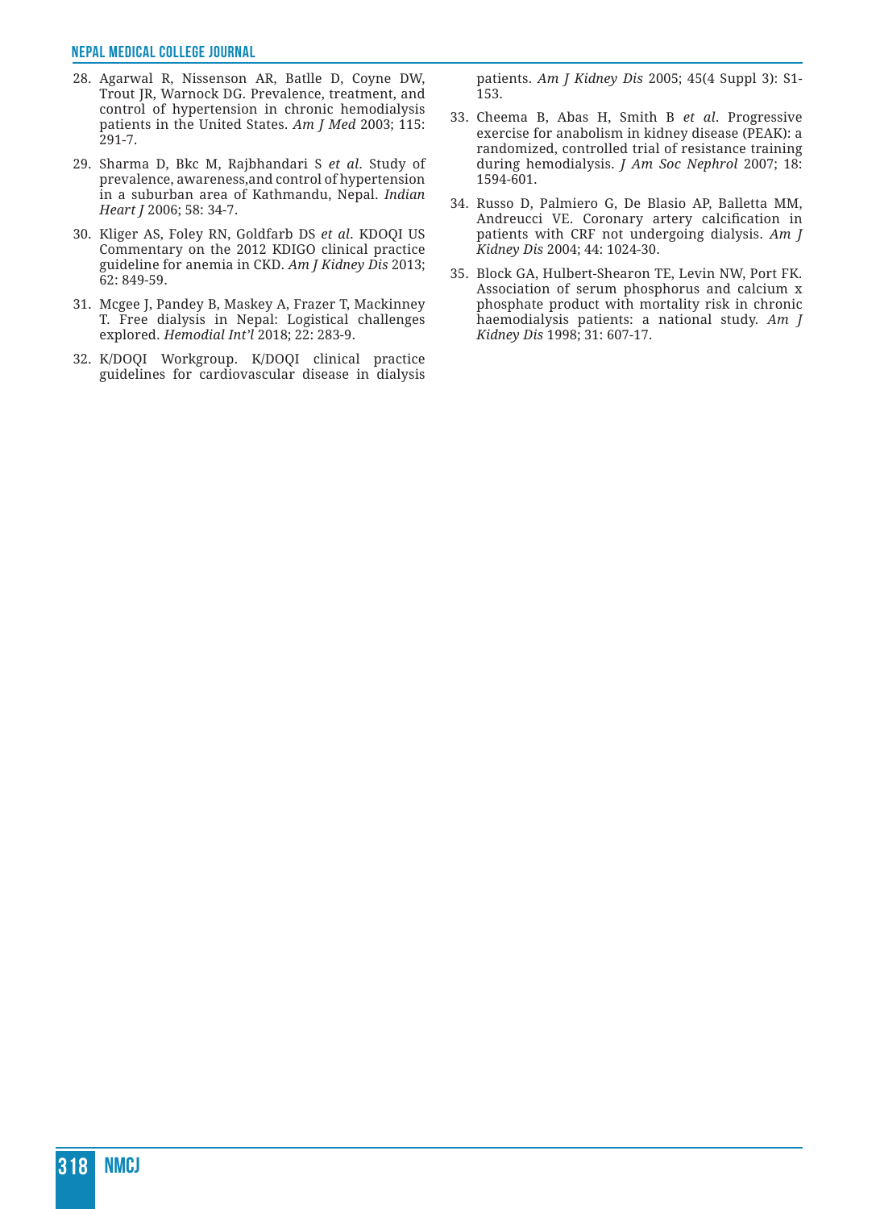28. Agarwal R, Nissenson AR, Batlle D, Coyne DW, Trout JR, Warnock DG. Prevalence, treatment, and control of hypertension in chronic hemodialysis patients in the United States. *Am J Med* 2003; 115: 291-7.

29. Sharma D, Bkc M, Rajbhandari S *et al*. Study of prevalence, awareness,and control of hypertension in a suburban area of Kathmandu, Nepal. *Indian Heart J* 2006; 58: 34-7.

30. Kliger AS, Foley RN, Goldfarb DS *et al*. KDOQI US Commentary on the 2012 KDIGO clinical practice guideline for anemia in CKD. *Am J Kidney Dis* 2013; 62: 849-59.

31. Mcgee J, Pandey B, Maskey A, Frazer T, Mackinney T. Free dialysis in Nepal: Logistical challenges explored. *Hemodial Int'l* 2018; 22: 283-9.

32. K/DOQI Workgroup. K/DOQI clinical practice guidelines for cardiovascular disease in dialysis patients. *Am J Kidney Dis* 2005; 45(4 Suppl 3): S1-153.

33. Cheema B, Abas H, Smith B *et al*. Progressive exercise for anabolism in kidney disease (PEAK): a randomized, controlled trial of resistance training during hemodialysis. *J Am Soc Nephrol* 2007; 18: 1594-601.

34. Russo D, Palmiero G, De Blasio AP, Balletta MM, Andreucci VE. Coronary artery calcification in patients with CRF not undergoing dialysis. *Am J Kidney Dis* 2004; 44: 1024-30.

35. Block GA, Hulbert-Shearon TE, Levin NW, Port FK. Association of serum phosphorus and calcium x phosphate product with mortality risk in chronic haemodialysis patients: a national study. *Am J Kidney Dis* 1998; 31: 607-17.